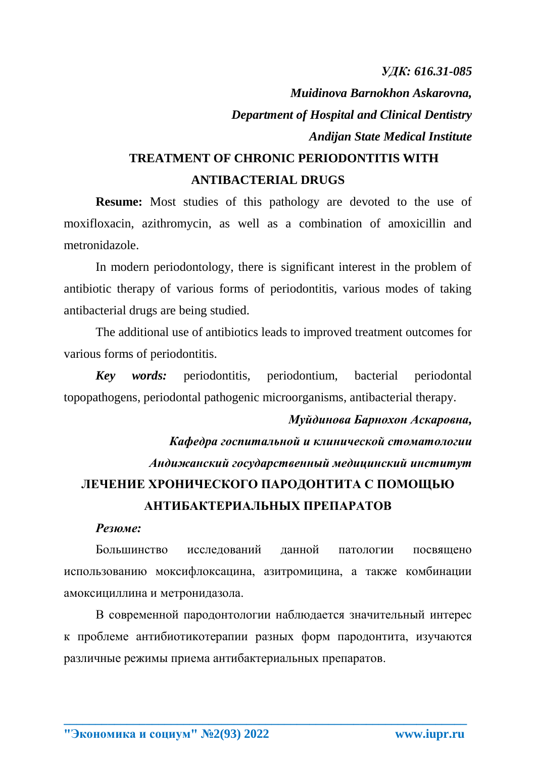*УДК: 616.31-085*

***Muidinova Barnokhon Askarovna,***

***Department of Hospital and Clinical Dentistry***

***Andijan State Medical Institute***

# TREATMENT OF CHRONIC PERIODONTITIS WITH ANTIBACTERIAL DRUGS

**Resume:** Most studies of this pathology are devoted to the use of moxifloxacin, azithromycin, as well as a combination of amoxicillin and metronidazole.

In modern periodontology, there is significant interest in the problem of antibiotic therapy of various forms of periodontitis, various modes of taking antibacterial drugs are being studied.

The additional use of antibiotics leads to improved treatment outcomes for various forms of periodontitis.

***Key words:*** periodontitis, periodontium, bacterial periodontal topopathogens, periodontal pathogenic microorganisms, antibacterial therapy.

***Муйдинова Барнохон Аскаровна,***

***Кафедра госпитальной и клинической стоматологии***

***Андижанский государственный медицинский институт***

# ЛЕЧЕНИЕ ХРОНИЧЕСКОГО ПАРОДОНТИТА С ПОМОЩЬЮ АНТИБАКТЕРИАЛЬНЫХ ПРЕПАРАТОВ

***Резюме:***

Большинство исследований данной патологии посвящено использованию моксифлоксацина, азитромицина, а также комбинации амоксициллина и метронидазола.

В современной пародонтологии наблюдается значительный интерес к проблеме антибиотикотерапии разных форм пародонтита, изучаются различные режимы приема антибактериальных препаратов.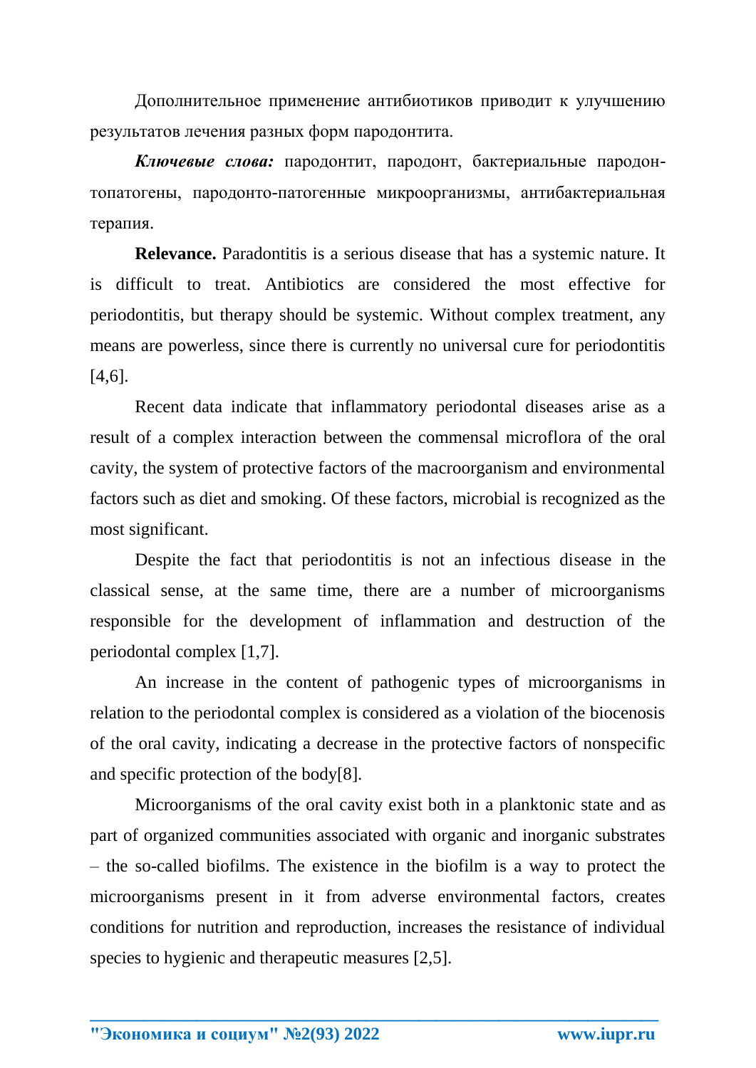Дополнительное применение антибиотиков приводит к улучшению результатов лечения разных форм пародонтита.

***Ключевые слова:*** пародонтит, пародонт, бактериальные пародонтопатогены, пародонто-патогенные микроорганизмы, антибактериальная терапия.

**Relevance.** Paradontitis is a serious disease that has a systemic nature. It is difficult to treat. Antibiotics are considered the most effective for periodontitis, but therapy should be systemic. Without complex treatment, any means are powerless, since there is currently no universal cure for periodontitis [4,6].

Recent data indicate that inflammatory periodontal diseases arise as a result of a complex interaction between the commensal microflora of the oral cavity, the system of protective factors of the macroorganism and environmental factors such as diet and smoking. Of these factors, microbial is recognized as the most significant.

Despite the fact that periodontitis is not an infectious disease in the classical sense, at the same time, there are a number of microorganisms responsible for the development of inflammation and destruction of the periodontal complex [1,7].

An increase in the content of pathogenic types of microorganisms in relation to the periodontal complex is considered as a violation of the biocenosis of the oral cavity, indicating a decrease in the protective factors of nonspecific and specific protection of the body[8].

Microorganisms of the oral cavity exist both in a planktonic state and as part of organized communities associated with organic and inorganic substrates – the so-called biofilms. The existence in the biofilm is a way to protect the microorganisms present in it from adverse environmental factors, creates conditions for nutrition and reproduction, increases the resistance of individual species to hygienic and therapeutic measures [2,5].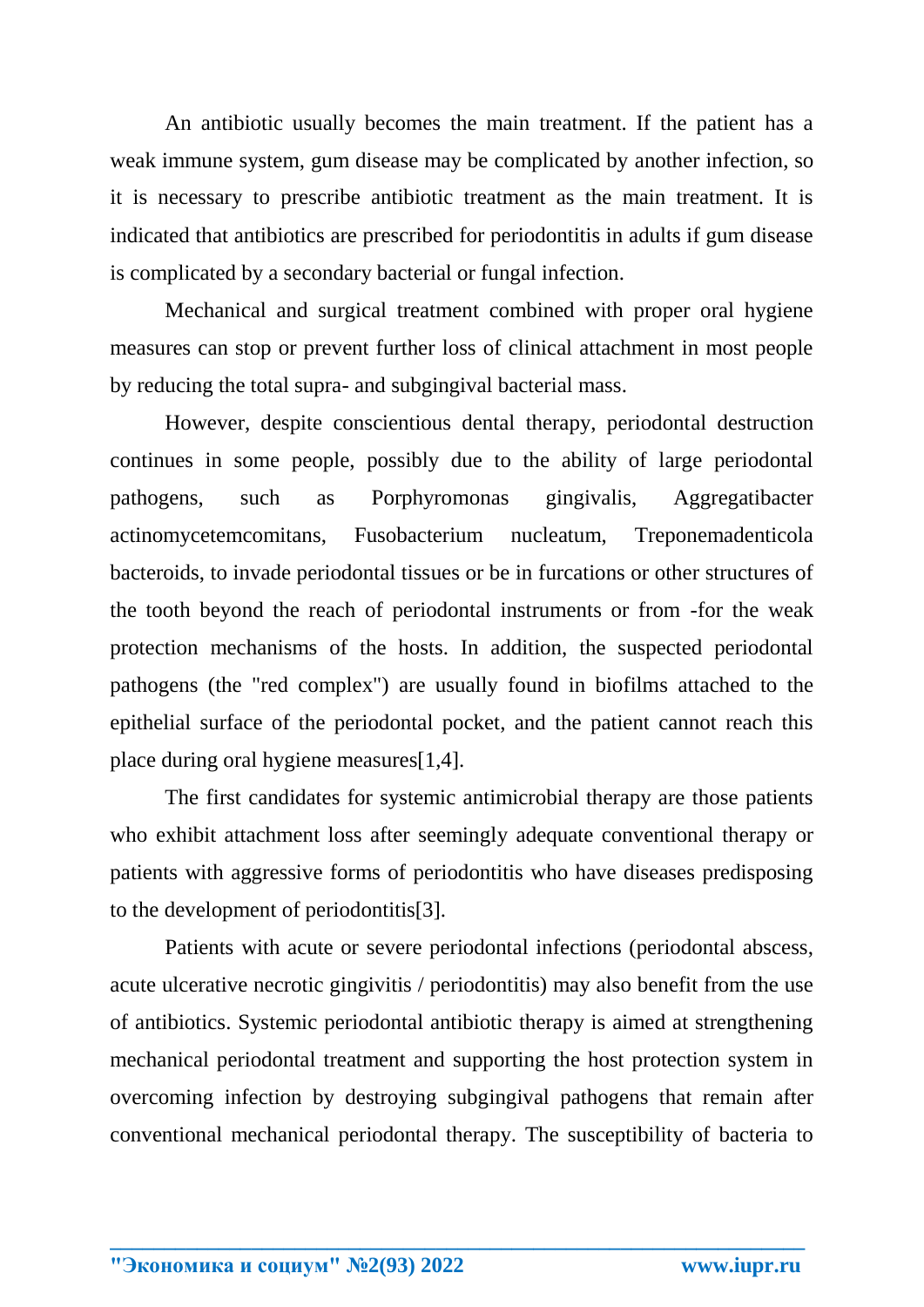An antibiotic usually becomes the main treatment. If the patient has a weak immune system, gum disease may be complicated by another infection, so it is necessary to prescribe antibiotic treatment as the main treatment. It is indicated that antibiotics are prescribed for periodontitis in adults if gum disease is complicated by a secondary bacterial or fungal infection.

Mechanical and surgical treatment combined with proper oral hygiene measures can stop or prevent further loss of clinical attachment in most people by reducing the total supra- and subgingival bacterial mass.

However, despite conscientious dental therapy, periodontal destruction continues in some people, possibly due to the ability of large periodontal pathogens, such as Porphyromonas gingivalis, Aggregatibacter actinomycetemcomitans, Fusobacterium nucleatum, Treponemadenticola bacteroids, to invade periodontal tissues or be in furcations or other structures of the tooth beyond the reach of periodontal instruments or from -for the weak protection mechanisms of the hosts. In addition, the suspected periodontal pathogens (the "red complex") are usually found in biofilms attached to the epithelial surface of the periodontal pocket, and the patient cannot reach this place during oral hygiene measures[1,4].

The first candidates for systemic antimicrobial therapy are those patients who exhibit attachment loss after seemingly adequate conventional therapy or patients with aggressive forms of periodontitis who have diseases predisposing to the development of periodontitis[3].

Patients with acute or severe periodontal infections (periodontal abscess, acute ulcerative necrotic gingivitis / periodontitis) may also benefit from the use of antibiotics. Systemic periodontal antibiotic therapy is aimed at strengthening mechanical periodontal treatment and supporting the host protection system in overcoming infection by destroying subgingival pathogens that remain after conventional mechanical periodontal therapy. The susceptibility of bacteria to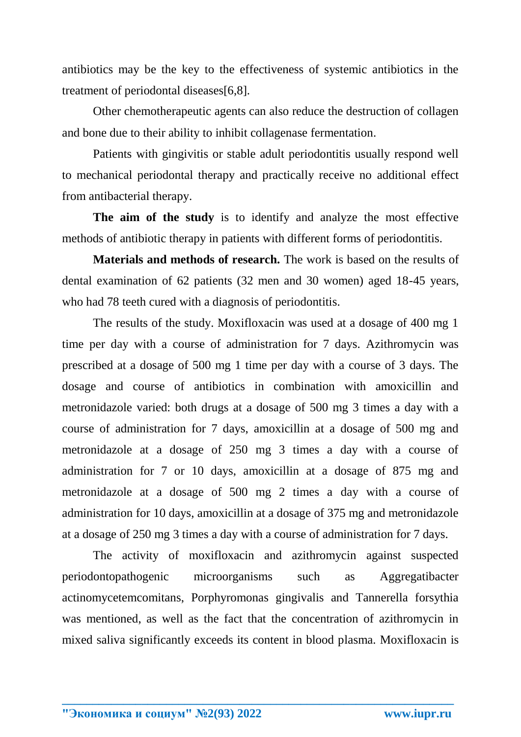antibiotics may be the key to the effectiveness of systemic antibiotics in the treatment of periodontal diseases[6,8].

Other chemotherapeutic agents can also reduce the destruction of collagen and bone due to their ability to inhibit collagenase fermentation.

Patients with gingivitis or stable adult periodontitis usually respond well to mechanical periodontal therapy and practically receive no additional effect from antibacterial therapy.

**The aim of the study** is to identify and analyze the most effective methods of antibiotic therapy in patients with different forms of periodontitis.

**Materials and methods of research.** The work is based on the results of dental examination of 62 patients (32 men and 30 women) aged 18-45 years, who had 78 teeth cured with a diagnosis of periodontitis.

The results of the study. Moxifloxacin was used at a dosage of 400 mg 1 time per day with a course of administration for 7 days. Azithromycin was prescribed at a dosage of 500 mg 1 time per day with a course of 3 days. The dosage and course of antibiotics in combination with amoxicillin and metronidazole varied: both drugs at a dosage of 500 mg 3 times a day with a course of administration for 7 days, amoxicillin at a dosage of 500 mg and metronidazole at a dosage of 250 mg 3 times a day with a course of administration for 7 or 10 days, amoxicillin at a dosage of 875 mg and metronidazole at a dosage of 500 mg 2 times a day with a course of administration for 10 days, amoxicillin at a dosage of 375 mg and metronidazole at a dosage of 250 mg 3 times a day with a course of administration for 7 days.

The activity of moxifloxacin and azithromycin against suspected periodontopathogenic microorganisms such as Aggregatibacter actinomycetemcomitans, Porphyromonas gingivalis and Tannerella forsythia was mentioned, as well as the fact that the concentration of azithromycin in mixed saliva significantly exceeds its content in blood plasma. Moxifloxacin is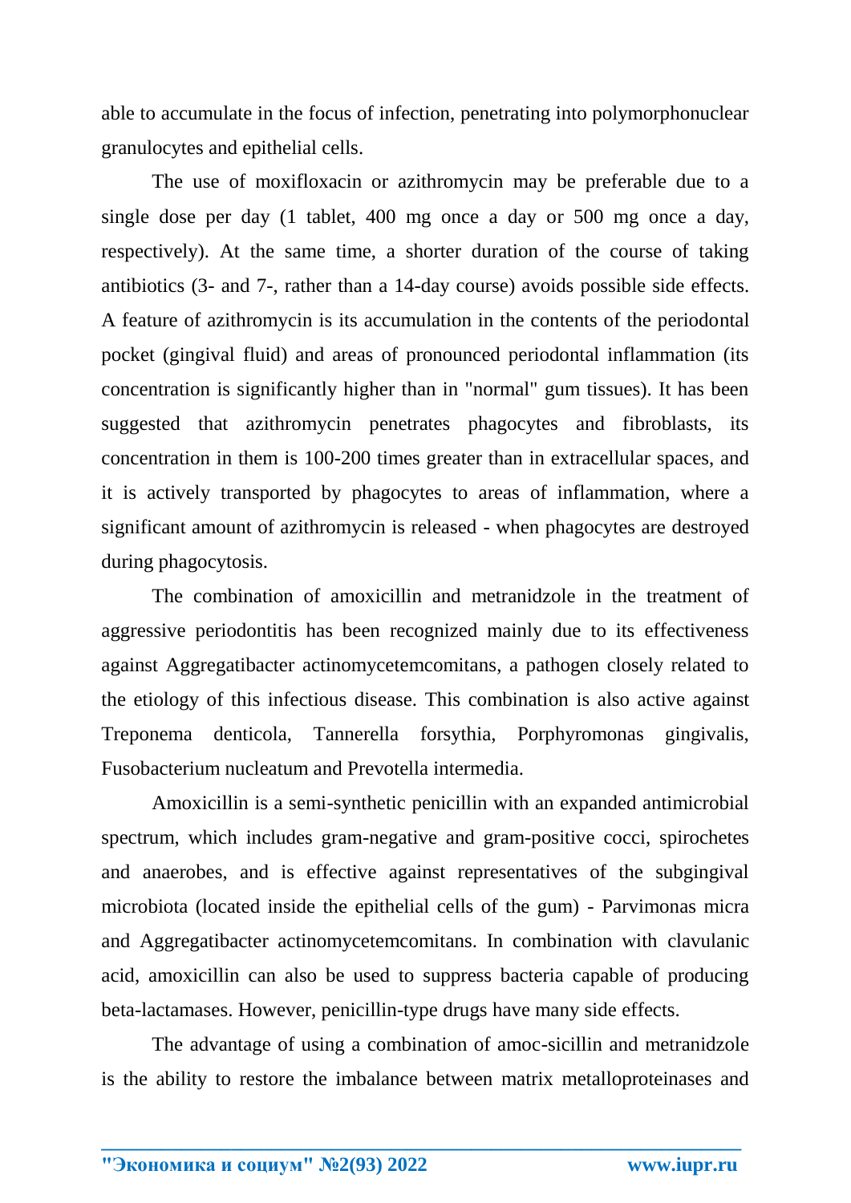able to accumulate in the focus of infection, penetrating into polymorphonuclear granulocytes and epithelial cells.

The use of moxifloxacin or azithromycin may be preferable due to a single dose per day (1 tablet, 400 mg once a day or 500 mg once a day, respectively). At the same time, a shorter duration of the course of taking antibiotics (3- and 7-, rather than a 14-day course) avoids possible side effects. A feature of azithromycin is its accumulation in the contents of the periodontal pocket (gingival fluid) and areas of pronounced periodontal inflammation (its concentration is significantly higher than in "normal" gum tissues). It has been suggested that azithromycin penetrates phagocytes and fibroblasts, its concentration in them is 100-200 times greater than in extracellular spaces, and it is actively transported by phagocytes to areas of inflammation, where a significant amount of azithromycin is released - when phagocytes are destroyed during phagocytosis.

The combination of amoxicillin and metranidzole in the treatment of aggressive periodontitis has been recognized mainly due to its effectiveness against Aggregatibacter actinomycetemcomitans, a pathogen closely related to the etiology of this infectious disease. This combination is also active against Treponema denticola, Tannerella forsythia, Porphyromonas gingivalis, Fusobacterium nucleatum and Prevotella intermedia.

Amoxicillin is a semi-synthetic penicillin with an expanded antimicrobial spectrum, which includes gram-negative and gram-positive cocci, spirochetes and anaerobes, and is effective against representatives of the subgingival microbiota (located inside the epithelial cells of the gum) - Parvimonas micra and Aggregatibacter actinomycetemcomitans. In combination with clavulanic acid, amoxicillin can also be used to suppress bacteria capable of producing beta-lactamases. However, penicillin-type drugs have many side effects.

The advantage of using a combination of amoc-sicillin and metranidzole is the ability to restore the imbalance between matrix metalloproteinases and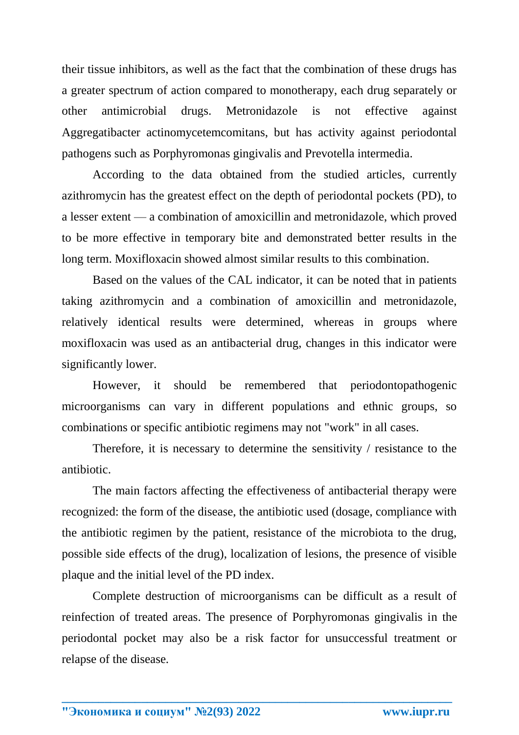their tissue inhibitors, as well as the fact that the combination of these drugs has a greater spectrum of action compared to monotherapy, each drug separately or other antimicrobial drugs. Metronidazole is not effective against Aggregatibacter actinomycetemcomitans, but has activity against periodontal pathogens such as Porphyromonas gingivalis and Prevotella intermedia.

According to the data obtained from the studied articles, currently azithromycin has the greatest effect on the depth of periodontal pockets (PD), to a lesser extent — a combination of amoxicillin and metronidazole, which proved to be more effective in temporary bite and demonstrated better results in the long term. Moxifloxacin showed almost similar results to this combination.

Based on the values of the CAL indicator, it can be noted that in patients taking azithromycin and a combination of amoxicillin and metronidazole, relatively identical results were determined, whereas in groups where moxifloxacin was used as an antibacterial drug, changes in this indicator were significantly lower.

However, it should be remembered that periodontopathogenic microorganisms can vary in different populations and ethnic groups, so combinations or specific antibiotic regimens may not "work" in all cases.

Therefore, it is necessary to determine the sensitivity / resistance to the antibiotic.

The main factors affecting the effectiveness of antibacterial therapy were recognized: the form of the disease, the antibiotic used (dosage, compliance with the antibiotic regimen by the patient, resistance of the microbiota to the drug, possible side effects of the drug), localization of lesions, the presence of visible plaque and the initial level of the PD index.

Complete destruction of microorganisms can be difficult as a result of reinfection of treated areas. The presence of Porphyromonas gingivalis in the periodontal pocket may also be a risk factor for unsuccessful treatment or relapse of the disease.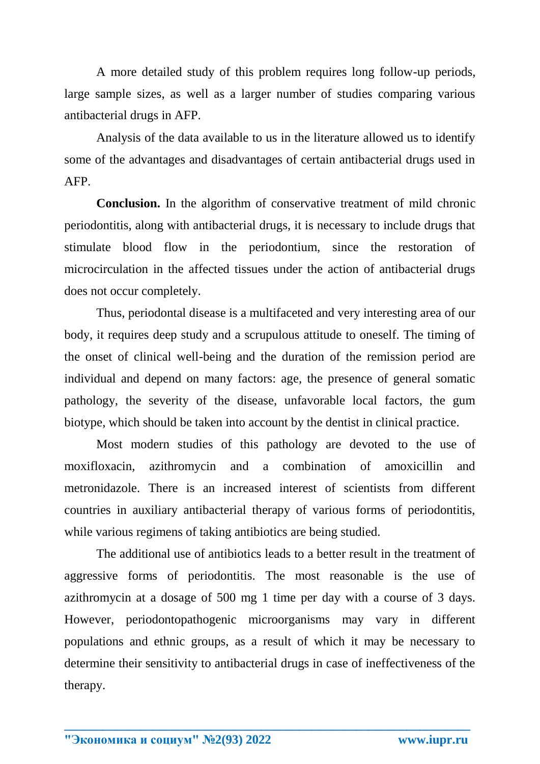A more detailed study of this problem requires long follow-up periods, large sample sizes, as well as a larger number of studies comparing various antibacterial drugs in AFP.

Analysis of the data available to us in the literature allowed us to identify some of the advantages and disadvantages of certain antibacterial drugs used in AFP.

**Conclusion.** In the algorithm of conservative treatment of mild chronic periodontitis, along with antibacterial drugs, it is necessary to include drugs that stimulate blood flow in the periodontium, since the restoration of microcirculation in the affected tissues under the action of antibacterial drugs does not occur completely.

Thus, periodontal disease is a multifaceted and very interesting area of our body, it requires deep study and a scrupulous attitude to oneself. The timing of the onset of clinical well-being and the duration of the remission period are individual and depend on many factors: age, the presence of general somatic pathology, the severity of the disease, unfavorable local factors, the gum biotype, which should be taken into account by the dentist in clinical practice.

Most modern studies of this pathology are devoted to the use of moxifloxacin, azithromycin and a combination of amoxicillin and metronidazole. There is an increased interest of scientists from different countries in auxiliary antibacterial therapy of various forms of periodontitis, while various regimens of taking antibiotics are being studied.

The additional use of antibiotics leads to a better result in the treatment of aggressive forms of periodontitis. The most reasonable is the use of azithromycin at a dosage of 500 mg 1 time per day with a course of 3 days. However, periodontopathogenic microorganisms may vary in different populations and ethnic groups, as a result of which it may be necessary to determine their sensitivity to antibacterial drugs in case of ineffectiveness of the therapy.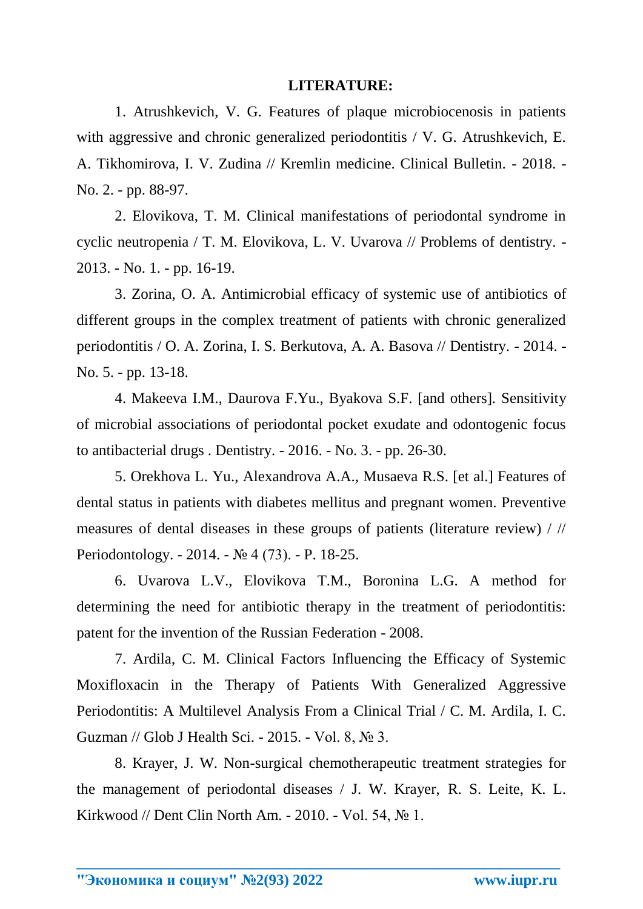**LITERATURE:**

1. Atrushkevich, V. G. Features of plaque microbiocenosis in patients with aggressive and chronic generalized periodontitis / V. G. Atrushkevich, E. A. Tikhomirova, I. V. Zudina // Kremlin medicine. Clinical Bulletin. - 2018. - No. 2. - pp. 88-97.

2. Elovikova, T. M. Clinical manifestations of periodontal syndrome in cyclic neutropenia / T. M. Elovikova, L. V. Uvarova // Problems of dentistry. - 2013. - No. 1. - pp. 16-19.

3. Zorina, O. A. Antimicrobial efficacy of systemic use of antibiotics of different groups in the complex treatment of patients with chronic generalized periodontitis / O. A. Zorina, I. S. Berkutova, A. A. Basova // Dentistry. - 2014. - No. 5. - pp. 13-18.

4. Makeeva I.M., Daurova F.Yu., Byakova S.F. [and others]. Sensitivity of microbial associations of periodontal pocket exudate and odontogenic focus to antibacterial drugs . Dentistry. - 2016. - No. 3. - pp. 26-30.

5. Orekhova L. Yu., Alexandrova A.A., Musaeva R.S. [et al.] Features of dental status in patients with diabetes mellitus and pregnant women. Preventive measures of dental diseases in these groups of patients (literature review) / // Periodontology. - 2014. - № 4 (73). - P. 18-25.

6. Uvarova L.V., Elovikova T.M., Boronina L.G. A method for determining the need for antibiotic therapy in the treatment of periodontitis: patent for the invention of the Russian Federation - 2008.

7. Ardila, C. M. Clinical Factors Influencing the Efficacy of Systemic Moxifloxacin in the Therapy of Patients With Generalized Aggressive Periodontitis: A Multilevel Analysis From a Clinical Trial / C. M. Ardila, I. C. Guzman // Glob J Health Sci. - 2015. - Vol. 8, № 3.

8. Krayer, J. W. Non-surgical chemotherapeutic treatment strategies for the management of periodontal diseases / J. W. Krayer, R. S. Leite, K. L. Kirkwood // Dent Clin North Am. - 2010. - Vol. 54, № 1.